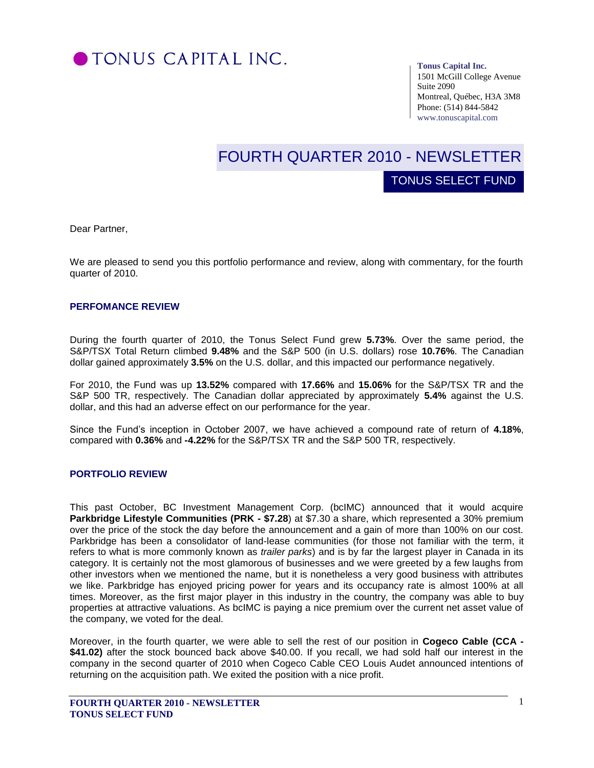# TONUS CAPITAL INC.

**Tonus Capital Inc.**
1501 McGill College Avenue
Suite 2090
Montreal, Québec, H3A 3M8
Phone: (514) 844-5842
www.tonuscapital.com

# FOURTH QUARTER 2010 - NEWSLETTER

## TONUS SELECT FUND

Dear Partner,

We are pleased to send you this portfolio performance and review, along with commentary, for the fourth quarter of 2010.

### PERFOMANCE REVIEW

During the fourth quarter of 2010, the Tonus Select Fund grew **5.73%**. Over the same period, the S&P/TSX Total Return climbed **9.48%** and the S&P 500 (in U.S. dollars) rose **10.76%**. The Canadian dollar gained approximately **3.5%** on the U.S. dollar, and this impacted our performance negatively.

For 2010, the Fund was up **13.52%** compared with **17.66%** and **15.06%** for the S&P/TSX TR and the S&P 500 TR, respectively. The Canadian dollar appreciated by approximately **5.4%** against the U.S. dollar, and this had an adverse effect on our performance for the year.

Since the Fund's inception in October 2007, we have achieved a compound rate of return of **4.18%**, compared with **0.36%** and **-4.22%** for the S&P/TSX TR and the S&P 500 TR, respectively.

### PORTFOLIO REVIEW

This past October, BC Investment Management Corp. (bcIMC) announced that it would acquire **Parkbridge Lifestyle Communities (PRK - $7.28**) at $7.30 a share, which represented a 30% premium over the price of the stock the day before the announcement and a gain of more than 100% on our cost. Parkbridge has been a consolidator of land-lease communities (for those not familiar with the term, it refers to what is more commonly known as *trailer parks*) and is by far the largest player in Canada in its category. It is certainly not the most glamorous of businesses and we were greeted by a few laughs from other investors when we mentioned the name, but it is nonetheless a very good business with attributes we like. Parkbridge has enjoyed pricing power for years and its occupancy rate is almost 100% at all times. Moreover, as the first major player in this industry in the country, the company was able to buy properties at attractive valuations. As bcIMC is paying a nice premium over the current net asset value of the company, we voted for the deal.

Moreover, in the fourth quarter, we were able to sell the rest of our position in **Cogeco Cable (CCA - $41.02)** after the stock bounced back above $40.00. If you recall, we had sold half our interest in the company in the second quarter of 2010 when Cogeco Cable CEO Louis Audet announced intentions of returning on the acquisition path. We exited the position with a nice profit.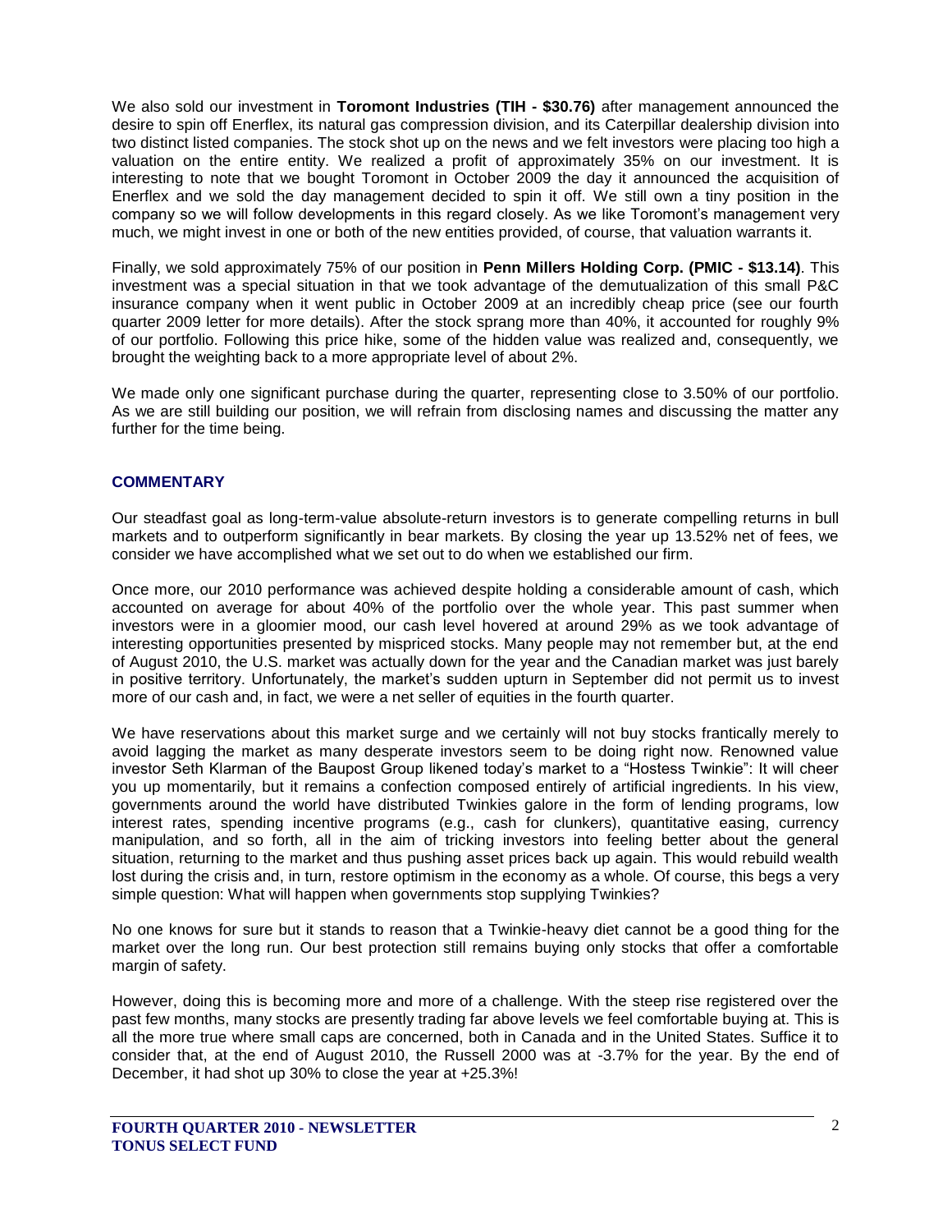We also sold our investment in **Toromont Industries (TIH - $30.76)** after management announced the desire to spin off Enerflex, its natural gas compression division, and its Caterpillar dealership division into two distinct listed companies. The stock shot up on the news and we felt investors were placing too high a valuation on the entire entity. We realized a profit of approximately 35% on our investment. It is interesting to note that we bought Toromont in October 2009 the day it announced the acquisition of Enerflex and we sold the day management decided to spin it off. We still own a tiny position in the company so we will follow developments in this regard closely. As we like Toromont's management very much, we might invest in one or both of the new entities provided, of course, that valuation warrants it.

Finally, we sold approximately 75% of our position in **Penn Millers Holding Corp. (PMIC - $13.14)**. This investment was a special situation in that we took advantage of the demutualization of this small P&C insurance company when it went public in October 2009 at an incredibly cheap price (see our fourth quarter 2009 letter for more details). After the stock sprang more than 40%, it accounted for roughly 9% of our portfolio. Following this price hike, some of the hidden value was realized and, consequently, we brought the weighting back to a more appropriate level of about 2%.

We made only one significant purchase during the quarter, representing close to 3.50% of our portfolio. As we are still building our position, we will refrain from disclosing names and discussing the matter any further for the time being.

## COMMENTARY

Our steadfast goal as long-term-value absolute-return investors is to generate compelling returns in bull markets and to outperform significantly in bear markets. By closing the year up 13.52% net of fees, we consider we have accomplished what we set out to do when we established our firm.

Once more, our 2010 performance was achieved despite holding a considerable amount of cash, which accounted on average for about 40% of the portfolio over the whole year. This past summer when investors were in a gloomier mood, our cash level hovered at around 29% as we took advantage of interesting opportunities presented by mispriced stocks. Many people may not remember but, at the end of August 2010, the U.S. market was actually down for the year and the Canadian market was just barely in positive territory. Unfortunately, the market's sudden upturn in September did not permit us to invest more of our cash and, in fact, we were a net seller of equities in the fourth quarter.

We have reservations about this market surge and we certainly will not buy stocks frantically merely to avoid lagging the market as many desperate investors seem to be doing right now. Renowned value investor Seth Klarman of the Baupost Group likened today's market to a "Hostess Twinkie": It will cheer you up momentarily, but it remains a confection composed entirely of artificial ingredients. In his view, governments around the world have distributed Twinkies galore in the form of lending programs, low interest rates, spending incentive programs (e.g., cash for clunkers), quantitative easing, currency manipulation, and so forth, all in the aim of tricking investors into feeling better about the general situation, returning to the market and thus pushing asset prices back up again. This would rebuild wealth lost during the crisis and, in turn, restore optimism in the economy as a whole. Of course, this begs a very simple question: What will happen when governments stop supplying Twinkies?

No one knows for sure but it stands to reason that a Twinkie-heavy diet cannot be a good thing for the market over the long run. Our best protection still remains buying only stocks that offer a comfortable margin of safety.

However, doing this is becoming more and more of a challenge. With the steep rise registered over the past few months, many stocks are presently trading far above levels we feel comfortable buying at. This is all the more true where small caps are concerned, both in Canada and in the United States. Suffice it to consider that, at the end of August 2010, the Russell 2000 was at -3.7% for the year. By the end of December, it had shot up 30% to close the year at +25.3%!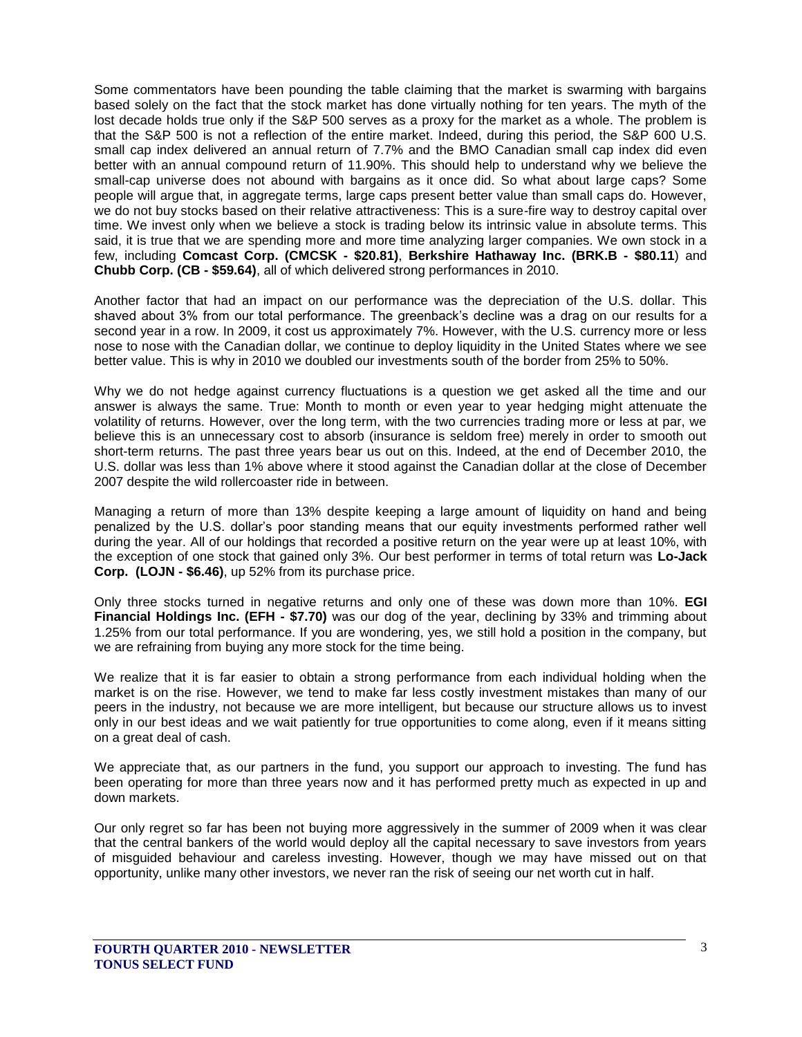Some commentators have been pounding the table claiming that the market is swarming with bargains based solely on the fact that the stock market has done virtually nothing for ten years. The myth of the lost decade holds true only if the S&P 500 serves as a proxy for the market as a whole. The problem is that the S&P 500 is not a reflection of the entire market. Indeed, during this period, the S&P 600 U.S. small cap index delivered an annual return of 7.7% and the BMO Canadian small cap index did even better with an annual compound return of 11.90%. This should help to understand why we believe the small-cap universe does not abound with bargains as it once did. So what about large caps? Some people will argue that, in aggregate terms, large caps present better value than small caps do. However, we do not buy stocks based on their relative attractiveness: This is a sure-fire way to destroy capital over time. We invest only when we believe a stock is trading below its intrinsic value in absolute terms. This said, it is true that we are spending more and more time analyzing larger companies. We own stock in a few, including **Comcast Corp. (CMCSK - $20.81)**, **Berkshire Hathaway Inc. (BRK.B - $80.11**) and **Chubb Corp. (CB - $59.64)**, all of which delivered strong performances in 2010.

Another factor that had an impact on our performance was the depreciation of the U.S. dollar. This shaved about 3% from our total performance. The greenback's decline was a drag on our results for a second year in a row. In 2009, it cost us approximately 7%. However, with the U.S. currency more or less nose to nose with the Canadian dollar, we continue to deploy liquidity in the United States where we see better value. This is why in 2010 we doubled our investments south of the border from 25% to 50%.

Why we do not hedge against currency fluctuations is a question we get asked all the time and our answer is always the same. True: Month to month or even year to year hedging might attenuate the volatility of returns. However, over the long term, with the two currencies trading more or less at par, we believe this is an unnecessary cost to absorb (insurance is seldom free) merely in order to smooth out short-term returns. The past three years bear us out on this. Indeed, at the end of December 2010, the U.S. dollar was less than 1% above where it stood against the Canadian dollar at the close of December 2007 despite the wild rollercoaster ride in between.

Managing a return of more than 13% despite keeping a large amount of liquidity on hand and being penalized by the U.S. dollar's poor standing means that our equity investments performed rather well during the year. All of our holdings that recorded a positive return on the year were up at least 10%, with the exception of one stock that gained only 3%. Our best performer in terms of total return was **Lo-Jack Corp. (LOJN - $6.46)**, up 52% from its purchase price.

Only three stocks turned in negative returns and only one of these was down more than 10%. **EGI Financial Holdings Inc. (EFH - $7.70)** was our dog of the year, declining by 33% and trimming about 1.25% from our total performance. If you are wondering, yes, we still hold a position in the company, but we are refraining from buying any more stock for the time being.

We realize that it is far easier to obtain a strong performance from each individual holding when the market is on the rise. However, we tend to make far less costly investment mistakes than many of our peers in the industry, not because we are more intelligent, but because our structure allows us to invest only in our best ideas and we wait patiently for true opportunities to come along, even if it means sitting on a great deal of cash.

We appreciate that, as our partners in the fund, you support our approach to investing. The fund has been operating for more than three years now and it has performed pretty much as expected in up and down markets.

Our only regret so far has been not buying more aggressively in the summer of 2009 when it was clear that the central bankers of the world would deploy all the capital necessary to save investors from years of misguided behaviour and careless investing. However, though we may have missed out on that opportunity, unlike many other investors, we never ran the risk of seeing our net worth cut in half.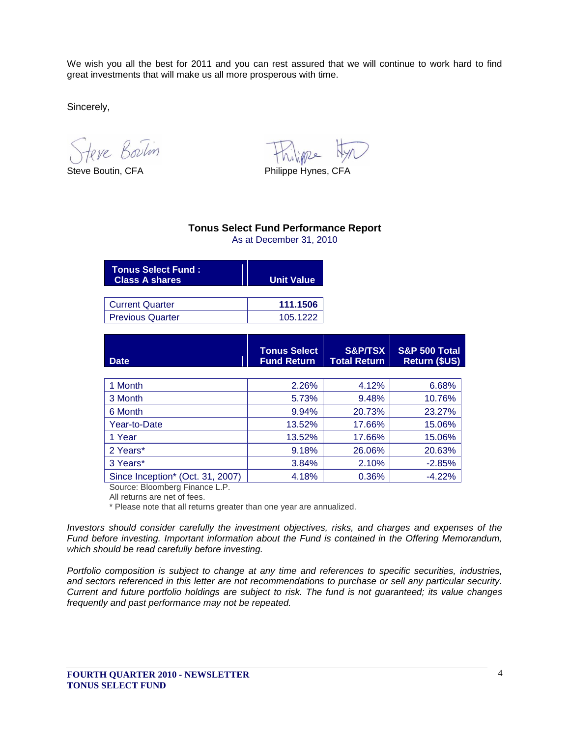We wish you all the best for 2011 and you can rest assured that we will continue to work hard to find great investments that will make us all more prosperous with time.

Sincerely,

Steve Boutin, CFA

Philippe Hynes, CFA

## Tonus Select Fund Performance Report

As at December 31, 2010

| Tonus Select Fund : Class A shares | Unit Value |
|---|---|
| Current Quarter | **111.1506** |
| Previous Quarter | 105.1222 |

| Date | Tonus Select Fund Return | S&P/TSX Total Return | S&P 500 Total Return ($US) |
|---|---|---|---|
| 1 Month | 2.26% | 4.12% | 6.68% |
| 3 Month | 5.73% | 9.48% | 10.76% |
| 6 Month | 9.94% | 20.73% | 23.27% |
| Year-to-Date | 13.52% | 17.66% | 15.06% |
| 1 Year | 13.52% | 17.66% | 15.06% |
| 2 Years* | 9.18% | 26.06% | 20.63% |
| 3 Years* | 3.84% | 2.10% | -2.85% |
| Since Inception* (Oct. 31, 2007) | 4.18% | 0.36% | -4.22% |

Source: Bloomberg Finance L.P.

All returns are net of fees.

* Please note that all returns greater than one year are annualized.

*Investors should consider carefully the investment objectives, risks, and charges and expenses of the Fund before investing. Important information about the Fund is contained in the Offering Memorandum, which should be read carefully before investing.*

*Portfolio composition is subject to change at any time and references to specific securities, industries, and sectors referenced in this letter are not recommendations to purchase or sell any particular security. Current and future portfolio holdings are subject to risk. The fund is not guaranteed; its value changes frequently and past performance may not be repeated.*